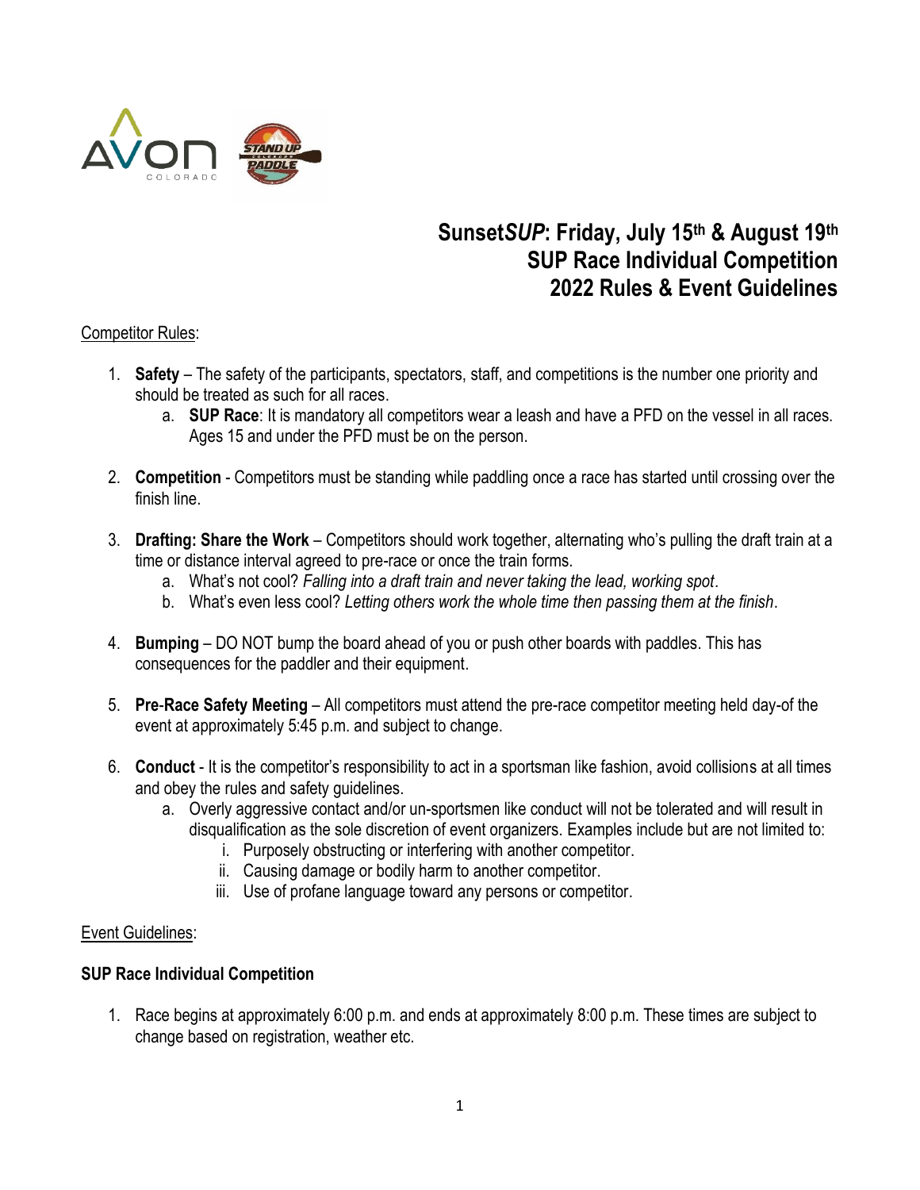# Sunset*SUP*: Friday, July 15th & August 19th
# SUP Race Individual Competition
# 2022 Rules & Event Guidelines

Competitor Rules:

1. **Safety** – The safety of the participants, spectators, staff, and competitions is the number one priority and should be treated as such for all races.
   a. **SUP Race**: It is mandatory all competitors wear a leash and have a PFD on the vessel in all races. Ages 15 and under the PFD must be on the person.

2. **Competition** - Competitors must be standing while paddling once a race has started until crossing over the finish line.

3. **Drafting: Share the Work** – Competitors should work together, alternating who's pulling the draft train at a time or distance interval agreed to pre-race or once the train forms.
   a. What's not cool? *Falling into a draft train and never taking the lead, working spot*.
   b. What's even less cool? *Letting others work the whole time then passing them at the finish*.

4. **Bumping** – DO NOT bump the board ahead of you or push other boards with paddles. This has consequences for the paddler and their equipment.

5. **Pre-Race Safety Meeting** – All competitors must attend the pre-race competitor meeting held day-of the event at approximately 5:45 p.m. and subject to change.

6. **Conduct** - It is the competitor's responsibility to act in a sportsman like fashion, avoid collisions at all times and obey the rules and safety guidelines.
   a. Overly aggressive contact and/or un-sportsmen like conduct will not be tolerated and will result in disqualification as the sole discretion of event organizers. Examples include but are not limited to:
      i. Purposely obstructing or interfering with another competitor.
      ii. Causing damage or bodily harm to another competitor.
      iii. Use of profane language toward any persons or competitor.

Event Guidelines:

### SUP Race Individual Competition

1. Race begins at approximately 6:00 p.m. and ends at approximately 8:00 p.m. These times are subject to change based on registration, weather etc.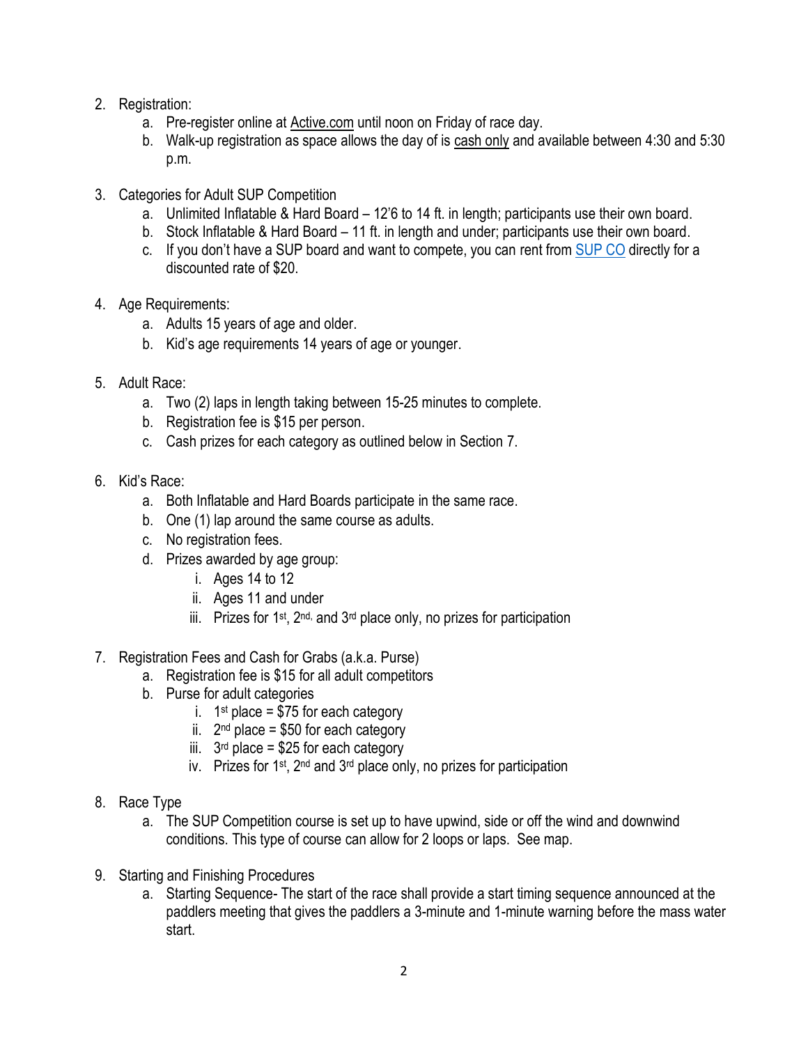2. Registration:
    a. Pre-register online at Active.com until noon on Friday of race day.
    b. Walk-up registration as space allows the day of is cash only and available between 4:30 and 5:30 p.m.

3. Categories for Adult SUP Competition
    a. Unlimited Inflatable & Hard Board – 12'6 to 14 ft. in length; participants use their own board.
    b. Stock Inflatable & Hard Board – 11 ft. in length and under; participants use their own board.
    c. If you don't have a SUP board and want to compete, you can rent from SUP CO directly for a discounted rate of $20.

4. Age Requirements:
    a. Adults 15 years of age and older.
    b. Kid's age requirements 14 years of age or younger.

5. Adult Race:
    a. Two (2) laps in length taking between 15-25 minutes to complete.
    b. Registration fee is $15 per person.
    c. Cash prizes for each category as outlined below in Section 7.

6. Kid's Race:
    a. Both Inflatable and Hard Boards participate in the same race.
    b. One (1) lap around the same course as adults.
    c. No registration fees.
    d. Prizes awarded by age group:
        i. Ages 14 to 12
        ii. Ages 11 and under
        iii. Prizes for 1st, 2nd, and 3rd place only, no prizes for participation

7. Registration Fees and Cash for Grabs (a.k.a. Purse)
    a. Registration fee is $15 for all adult competitors
    b. Purse for adult categories
        i. 1st place = $75 for each category
        ii. 2nd place = $50 for each category
        iii. 3rd place = $25 for each category
        iv. Prizes for 1st, 2nd and 3rd place only, no prizes for participation

8. Race Type
    a. The SUP Competition course is set up to have upwind, side or off the wind and downwind conditions. This type of course can allow for 2 loops or laps. See map.

9. Starting and Finishing Procedures
    a. Starting Sequence- The start of the race shall provide a start timing sequence announced at the paddlers meeting that gives the paddlers a 3-minute and 1-minute warning before the mass water start.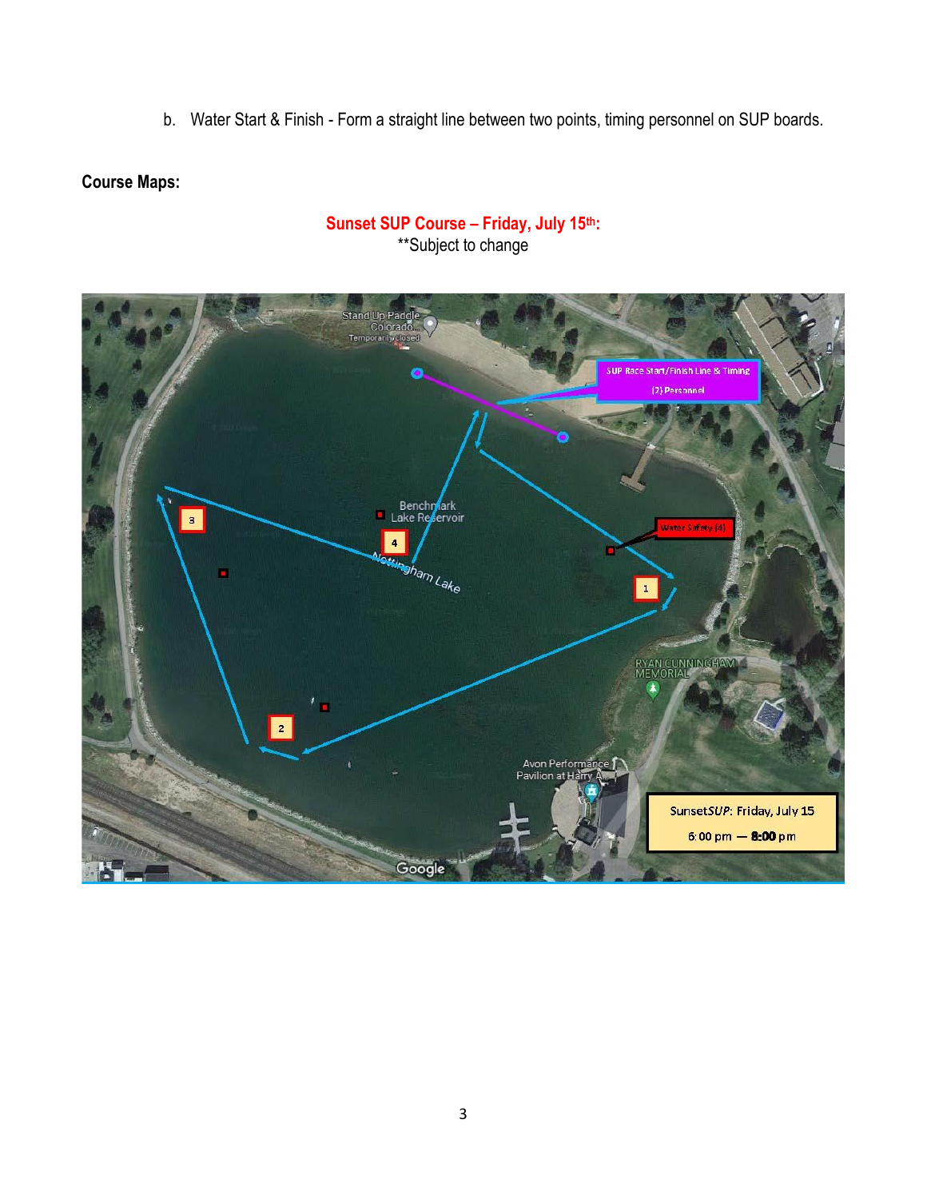b. Water Start & Finish - Form a straight line between two points, timing personnel on SUP boards.

**Course Maps:**

**Sunset SUP Course – Friday, July 15th:**
**Subject to change

SUP Race Start/Finish Line & Timing
(2) Personnel

Water Safety (4)

SunsetSUP: Friday, July 15
6:00 pm — 8:00 pm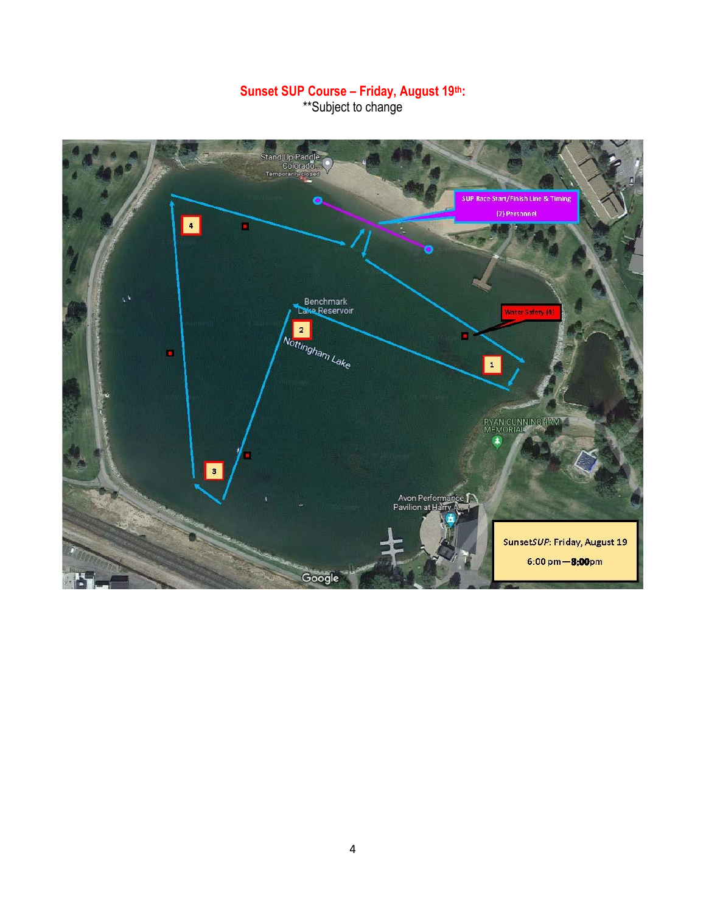## Sunset SUP Course – Friday, August 19th:

**Subject to change

Stand Up Paddle Colorado... Temporarily closed

SUP Race Start/Finish Line & Timing

(2) Personnel

Water Safety (4)

Benchmark Lake Reservoir

Nottingham Lake

1

2

3

4

RYAN CUNNINGHAM MEMORIAL

Avon Performance Pavilion at Harry A...

Google

SunsetSUP: Friday, August 19

6:00 pm—8:00pm